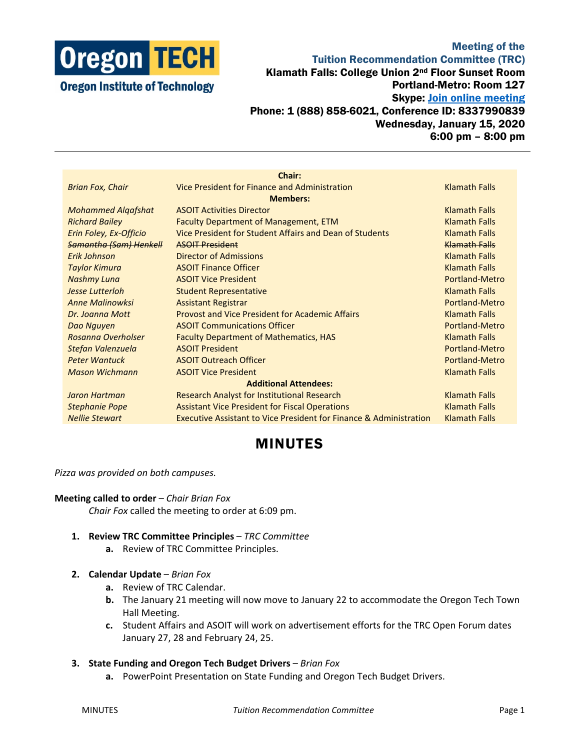# Meeting of the Tuition Recommendation Committee (TRC)

**Klamath Falls: College Union 2nd Floor Sunset Room**
**Portland-Metro: Room 127**
**Skype: Join online meeting**
**Phone: 1 (888) 858-6021, Conference ID: 8337990839**
**Wednesday, January 15, 2020**
**6:00 pm – 8:00 pm**

| | **Chair:** | |
|---|---|---|
| *Brian Fox, Chair* | Vice President for Finance and Administration | Klamath Falls |
| | **Members:** | |
| *Mohammed Alqafshat* | ASOIT Activities Director | Klamath Falls |
| *Richard Bailey* | Faculty Department of Management, ETM | Klamath Falls |
| *Erin Foley, Ex-Officio* | Vice President for Student Affairs and Dean of Students | Klamath Falls |
| ~~*Samantha (Sam) Henkell*~~ | ~~ASOIT President~~ | ~~Klamath Falls~~ |
| *Erik Johnson* | Director of Admissions | Klamath Falls |
| *Taylor Kimura* | ASOIT Finance Officer | Klamath Falls |
| *Nashmy Luna* | ASOIT Vice President | Portland-Metro |
| *Jesse Lutterloh* | Student Representative | Klamath Falls |
| *Anne Malinowksi* | Assistant Registrar | Portland-Metro |
| *Dr. Joanna Mott* | Provost and Vice President for Academic Affairs | Klamath Falls |
| *Dao Nguyen* | ASOIT Communications Officer | Portland-Metro |
| *Rosanna Overholser* | Faculty Department of Mathematics, HAS | Klamath Falls |
| *Stefan Valenzuela* | ASOIT President | Portland-Metro |
| *Peter Wantuck* | ASOIT Outreach Officer | Portland-Metro |
| *Mason Wichmann* | ASOIT Vice President | Klamath Falls |
| | **Additional Attendees:** | |
| *Jaron Hartman* | Research Analyst for Institutional Research | Klamath Falls |
| *Stephanie Pope* | Assistant Vice President for Fiscal Operations | Klamath Falls |
| *Nellie Stewart* | Executive Assistant to Vice President for Finance & Administration | Klamath Falls |

# MINUTES

*Pizza was provided on both campuses.*

**Meeting called to order** – *Chair Brian Fox*

*Chair Fox* called the meeting to order at 6:09 pm.

1. **Review TRC Committee Principles** – *TRC Committee*
   a. Review of TRC Committee Principles.

2. **Calendar Update** – *Brian Fox*
   a. Review of TRC Calendar.
   b. The January 21 meeting will now move to January 22 to accommodate the Oregon Tech Town Hall Meeting.
   c. Student Affairs and ASOIT will work on advertisement efforts for the TRC Open Forum dates January 27, 28 and February 24, 25.

3. **State Funding and Oregon Tech Budget Drivers** – *Brian Fox*
   a. PowerPoint Presentation on State Funding and Oregon Tech Budget Drivers.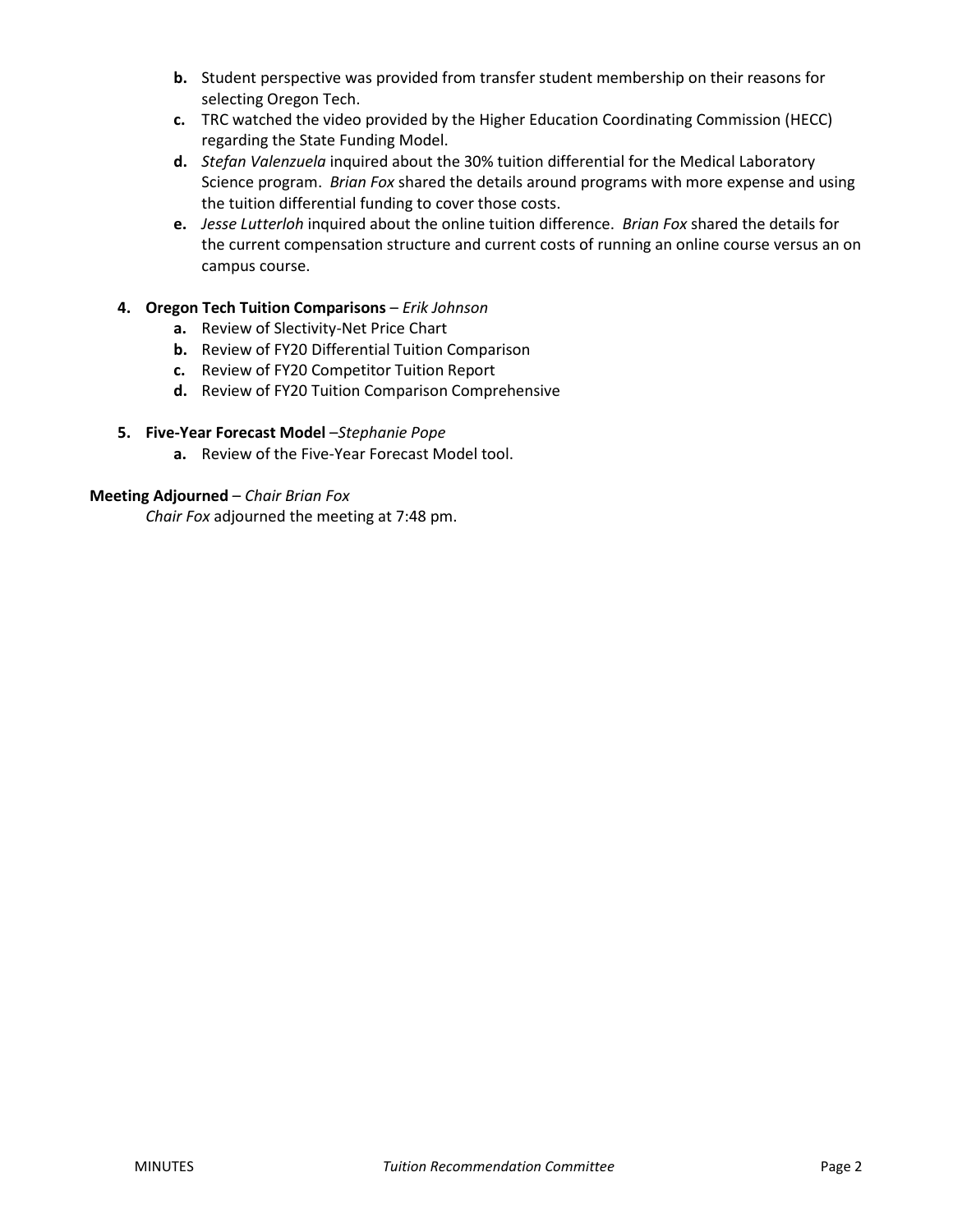- **b.** Student perspective was provided from transfer student membership on their reasons for selecting Oregon Tech.
   - **c.** TRC watched the video provided by the Higher Education Coordinating Commission (HECC) regarding the State Funding Model.
   - **d.** *Stefan Valenzuela* inquired about the 30% tuition differential for the Medical Laboratory Science program. *Brian Fox* shared the details around programs with more expense and using the tuition differential funding to cover those costs.
   - **e.** *Jesse Lutterloh* inquired about the online tuition difference. *Brian Fox* shared the details for the current compensation structure and current costs of running an online course versus an on campus course.

4. **Oregon Tech Tuition Comparisons** – *Erik Johnson*
   - **a.** Review of Slectivity-Net Price Chart
   - **b.** Review of FY20 Differential Tuition Comparison
   - **c.** Review of FY20 Competitor Tuition Report
   - **d.** Review of FY20 Tuition Comparison Comprehensive

5. **Five-Year Forecast Model** –*Stephanie Pope*
   - **a.** Review of the Five-Year Forecast Model tool.

**Meeting Adjourned** – *Chair Brian Fox*

*Chair Fox* adjourned the meeting at 7:48 pm.